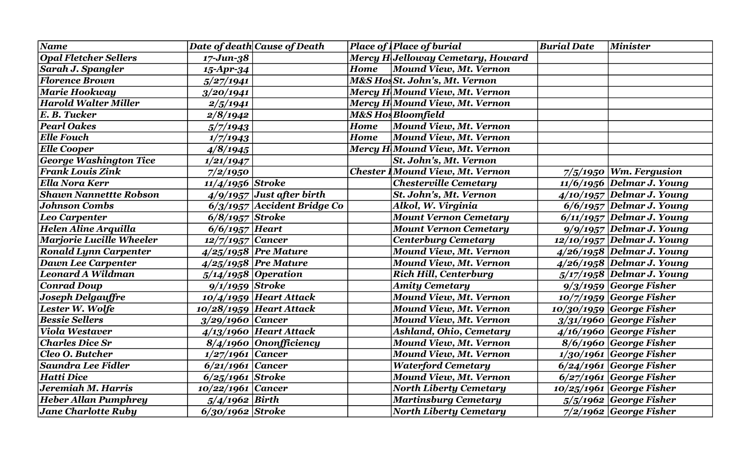| Name | Date of death | Cause of Death | Place of | Place of burial | Burial Date | Minister |
|---|---|---|---|---|---|---|
| Opal Fletcher Sellers | 17-Jun-38 | | Mercy H | Jelloway Cemetary, Howard | | |
| Sarah J. Spangler | 15-Apr-34 | | Home | Mound View, Mt. Vernon | | |
| Florence Brown | 5/27/1941 | | M&S Hos | St. John's, Mt. Vernon | | |
| Marie Hookway | 3/20/1941 | | Mercy H | Mound View, Mt. Vernon | | |
| Harold Walter Miller | 2/5/1941 | | Mercy H | Mound View, Mt. Vernon | | |
| E. B. Tucker | 2/8/1942 | | M&S Hos | Bloomfield | | |
| Pearl Oakes | 5/7/1943 | | Home | Mound View, Mt. Vernon | | |
| Elle Fouch | 1/7/1943 | | Home | Mound View, Mt. Vernon | | |
| Elle Cooper | 4/8/1945 | | Mercy H | Mound View, Mt. Vernon | | |
| George Washington Tice | 1/21/1947 | | | St. John's, Mt. Vernon | | |
| Frank Louis Zink | 7/2/1950 | | Chester I | Mound View, Mt. Vernon | 7/5/1950 | Wm. Fergusion |
| Ella Nora Kerr | 11/4/1956 | Stroke | | Chesterville Cemetary | 11/6/1956 | Delmar J. Young |
| Shawn Nannettte Robson | 4/9/1957 | Just after birth | | St. John's, Mt. Vernon | 4/10/1957 | Delmar J. Young |
| Johnson Combs | 6/3/1957 | Accident Bridge Co | | Alkol, W. Virginia | 6/6/1957 | Delmar J. Young |
| Leo Carpenter | 6/8/1957 | Stroke | | Mount Vernon Cemetary | 6/11/1957 | Delmar J. Young |
| Helen Aline Arquilla | 6/6/1957 | Heart | | Mount Vernon Cemetary | 9/9/1957 | Delmar J. Young |
| Marjorie Lucille Wheeler | 12/7/1957 | Cancer | | Centerburg Cemetary | 12/10/1957 | Delmar J. Young |
| Ronald Lynn Carpenter | 4/25/1958 | Pre Mature | | Mound View, Mt. Vernon | 4/26/1958 | Delmar J. Young |
| Dawn Lee Carpenter | 4/25/1958 | Pre Mature | | Mound View, Mt. Vernon | 4/26/1958 | Delmar J. Young |
| Leonard A Wildman | 5/14/1958 | Operation | | Rich Hill, Centerburg | 5/17/1958 | Delmar J. Young |
| Conrad Doup | 9/1/1959 | Stroke | | Amity Cemetary | 9/3/1959 | George Fisher |
| Joseph Delgauffre | 10/4/1959 | Heart Attack | | Mound View, Mt. Vernon | 10/7/1959 | George Fisher |
| Lester W. Wolfe | 10/28/1959 | Heart Attack | | Mound View, Mt. Vernon | 10/30/1959 | George Fisher |
| Bessie Sellers | 3/29/1960 | Cancer | | Mound View, Mt. Vernon | 3/31/1960 | George Fisher |
| Viola Westaver | 4/13/1960 | Heart Attack | | Ashland, Ohio, Cemetary | 4/16/1960 | George Fisher |
| Charles Dice Sr | 8/4/1960 | Ononfficiency | | Mound View, Mt. Vernon | 8/6/1960 | George Fisher |
| Cleo O. Butcher | 1/27/1961 | Cancer | | Mound View, Mt. Vernon | 1/30/1961 | George Fisher |
| Saundra Lee Fidler | 6/21/1961 | Cancer | | Waterford Cemetary | 6/24/1961 | George Fisher |
| Hatti Dice | 6/25/1961 | Stroke | | Mound View, Mt. Vernon | 6/27/1961 | George Fisher |
| Jeremiah M. Harris | 10/22/1961 | Cancer | | North Liberty Cemetary | 10/25/1961 | George Fisher |
| Heber Allan Pumphrey | 5/4/1962 | Birth | | Martinsburg Cemetary | 5/5/1962 | George Fisher |
| Jane Charlotte Ruby | 6/30/1962 | Stroke | | North Liberty Cemetary | 7/2/1962 | George Fisher |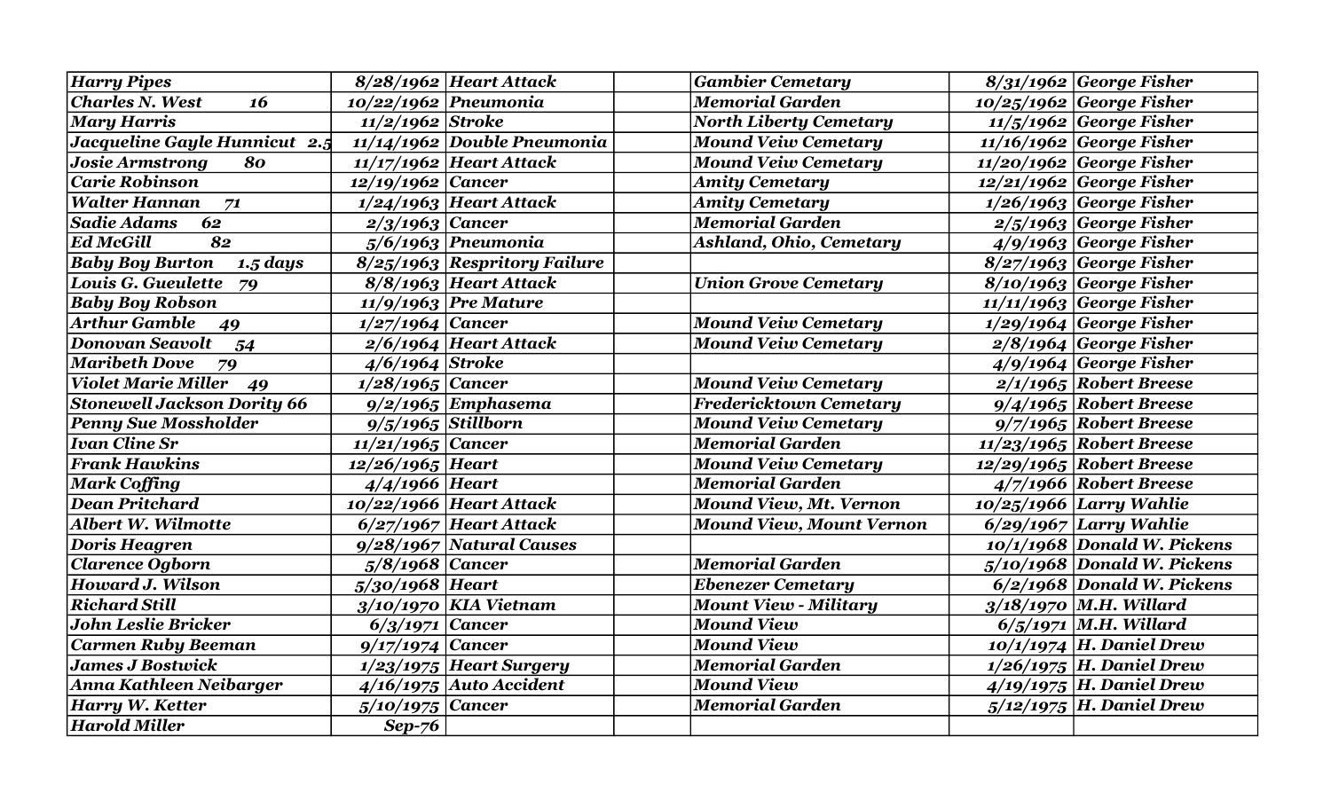| | | | | | | |
|---|---|---|---|---|---|---|
| ***Harry Pipes*** | ***8/28/1962*** | ***Heart Attack*** | | ***Gambier Cemetary*** | ***8/31/1962*** | ***George Fisher*** |
| ***Charles N. West 16*** | ***10/22/1962*** | ***Pneumonia*** | | ***Memorial Garden*** | ***10/25/1962*** | ***George Fisher*** |
| ***Mary Harris*** | ***11/2/1962*** | ***Stroke*** | | ***North Liberty Cemetary*** | ***11/5/1962*** | ***George Fisher*** |
| ***Jacqueline Gayle Hunnicut 2.5*** | ***11/14/1962*** | ***Double Pneumonia*** | | ***Mound Veiw Cemetary*** | ***11/16/1962*** | ***George Fisher*** |
| ***Josie Armstrong 80*** | ***11/17/1962*** | ***Heart Attack*** | | ***Mound Veiw Cemetary*** | ***11/20/1962*** | ***George Fisher*** |
| ***Carie Robinson*** | ***12/19/1962*** | ***Cancer*** | | ***Amity Cemetary*** | ***12/21/1962*** | ***George Fisher*** |
| ***Walter Hannan 71*** | ***1/24/1963*** | ***Heart Attack*** | | ***Amity Cemetary*** | ***1/26/1963*** | ***George Fisher*** |
| ***Sadie Adams 62*** | ***2/3/1963*** | ***Cancer*** | | ***Memorial Garden*** | ***2/5/1963*** | ***George Fisher*** |
| ***Ed McGill 82*** | ***5/6/1963*** | ***Pneumonia*** | | ***Ashland, Ohio, Cemetary*** | ***4/9/1963*** | ***George Fisher*** |
| ***Baby Boy Burton 1.5 days*** | ***8/25/1963*** | ***Respritory Failure*** | | | ***8/27/1963*** | ***George Fisher*** |
| ***Louis G. Gueulette 79*** | ***8/8/1963*** | ***Heart Attack*** | | ***Union Grove Cemetary*** | ***8/10/1963*** | ***George Fisher*** |
| ***Baby Boy Robson*** | ***11/9/1963*** | ***Pre Mature*** | | | ***11/11/1963*** | ***George Fisher*** |
| ***Arthur Gamble 49*** | ***1/27/1964*** | ***Cancer*** | | ***Mound Veiw Cemetary*** | ***1/29/1964*** | ***George Fisher*** |
| ***Donovan Seavolt 54*** | ***2/6/1964*** | ***Heart Attack*** | | ***Mound Veiw Cemetary*** | ***2/8/1964*** | ***George Fisher*** |
| ***Maribeth Dove 79*** | ***4/6/1964*** | ***Stroke*** | | | ***4/9/1964*** | ***George Fisher*** |
| ***Violet Marie Miller 49*** | ***1/28/1965*** | ***Cancer*** | | ***Mound Veiw Cemetary*** | ***2/1/1965*** | ***Robert Breese*** |
| ***Stonewell Jackson Dority 66*** | ***9/2/1965*** | ***Emphasema*** | | ***Fredericktown Cemetary*** | ***9/4/1965*** | ***Robert Breese*** |
| ***Penny Sue Mossholder*** | ***9/5/1965*** | ***Stillborn*** | | ***Mound Veiw Cemetary*** | ***9/7/1965*** | ***Robert Breese*** |
| ***Ivan Cline Sr*** | ***11/21/1965*** | ***Cancer*** | | ***Memorial Garden*** | ***11/23/1965*** | ***Robert Breese*** |
| ***Frank Hawkins*** | ***12/26/1965*** | ***Heart*** | | ***Mound Veiw Cemetary*** | ***12/29/1965*** | ***Robert Breese*** |
| ***Mark Coffing*** | ***4/4/1966*** | ***Heart*** | | ***Memorial Garden*** | ***4/7/1966*** | ***Robert Breese*** |
| ***Dean Pritchard*** | ***10/22/1966*** | ***Heart Attack*** | | ***Mound View, Mt. Vernon*** | ***10/25/1966*** | ***Larry Wahlie*** |
| ***Albert W. Wilmotte*** | ***6/27/1967*** | ***Heart Attack*** | | ***Mound View, Mount Vernon*** | ***6/29/1967*** | ***Larry Wahlie*** |
| ***Doris Heagren*** | ***9/28/1967*** | ***Natural Causes*** | | | ***10/1/1968*** | ***Donald W. Pickens*** |
| ***Clarence Ogborn*** | ***5/8/1968*** | ***Cancer*** | | ***Memorial Garden*** | ***5/10/1968*** | ***Donald W. Pickens*** |
| ***Howard J. Wilson*** | ***5/30/1968*** | ***Heart*** | | ***Ebenezer Cemetary*** | ***6/2/1968*** | ***Donald W. Pickens*** |
| ***Richard Still*** | ***3/10/1970*** | ***KIA Vietnam*** | | ***Mount View - Military*** | ***3/18/1970*** | ***M.H. Willard*** |
| ***John Leslie Bricker*** | ***6/3/1971*** | ***Cancer*** | | ***Mound View*** | ***6/5/1971*** | ***M.H. Willard*** |
| ***Carmen Ruby Beeman*** | ***9/17/1974*** | ***Cancer*** | | ***Mound View*** | ***10/1/1974*** | ***H. Daniel Drew*** |
| ***James J Bostwick*** | ***1/23/1975*** | ***Heart Surgery*** | | ***Memorial Garden*** | ***1/26/1975*** | ***H. Daniel Drew*** |
| ***Anna Kathleen Neibarger*** | ***4/16/1975*** | ***Auto Accident*** | | ***Mound View*** | ***4/19/1975*** | ***H. Daniel Drew*** |
| ***Harry W. Ketter*** | ***5/10/1975*** | ***Cancer*** | | ***Memorial Garden*** | ***5/12/1975*** | ***H. Daniel Drew*** |
| ***Harold Miller*** | ***Sep-76*** | | | | | |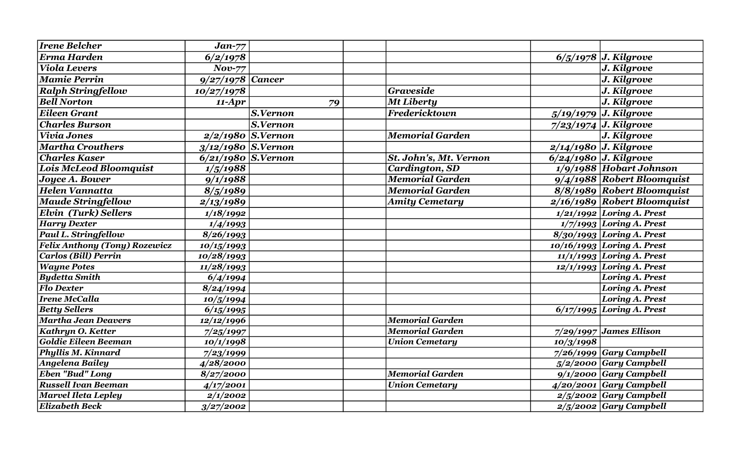| | | | | | | |
|---|---|---|---|---|---|---|
| ***Irene Belcher*** | ***Jan-77*** | | | | | |
| ***Erma Harden*** | ***6/2/1978*** | | | | ***6/5/1978*** | ***J. Kilgrove*** |
| ***Viola Levers*** | ***Nov-77*** | | | | | ***J. Kilgrove*** |
| ***Mamie Perrin*** | ***9/27/1978*** | ***Cancer*** | | | | ***J. Kilgrove*** |
| ***Ralph Stringfellow*** | ***10/27/1978*** | | | ***Graveside*** | | ***J. Kilgrove*** |
| ***Bell Norton*** | ***11-Apr*** | ***79*** | | ***Mt Liberty*** | | ***J. Kilgrove*** |
| ***Eileen Grant*** | | ***S.Vernon*** | | ***Fredericktown*** | ***5/19/1979*** | ***J. Kilgrove*** |
| ***Charles Burson*** | | ***S.Vernon*** | | | ***7/23/1974*** | ***J. Kilgrove*** |
| ***Vivia Jones*** | ***2/2/1980*** | ***S.Vernon*** | | ***Memorial Garden*** | | ***J. Kilgrove*** |
| ***Martha Crouthers*** | ***3/12/1980*** | ***S.Vernon*** | | | ***2/14/1980*** | ***J. Kilgrove*** |
| ***Charles Kaser*** | ***6/21/1980*** | ***S.Vernon*** | | ***St. John's, Mt. Vernon*** | ***6/24/1980*** | ***J. Kilgrove*** |
| ***Lois McLeod Bloomquist*** | ***1/5/1988*** | | | ***Cardington, SD*** | ***1/9/1988*** | ***Hobart Johnson*** |
| ***Joyce A. Bower*** | ***9/1/1988*** | | | ***Memorial Garden*** | ***9/4/1988*** | ***Robert Bloomquist*** |
| ***Helen Vannatta*** | ***8/5/1989*** | | | ***Memorial Garden*** | ***8/8/1989*** | ***Robert Bloomquist*** |
| ***Maude Stringfellow*** | ***2/13/1989*** | | | ***Amity Cemetary*** | ***2/16/1989*** | ***Robert Bloomquist*** |
| ***Elvin (Turk) Sellers*** | ***1/18/1992*** | | | | ***1/21/1992*** | ***Loring A. Prest*** |
| ***Harry Dexter*** | ***1/4/1993*** | | | | ***1/7/1993*** | ***Loring A. Prest*** |
| ***Paul L. Stringfellow*** | ***8/26/1993*** | | | | ***8/30/1993*** | ***Loring A. Prest*** |
| ***Felix Anthony (Tony) Rozewicz*** | ***10/15/1993*** | | | | ***10/16/1993*** | ***Loring A. Prest*** |
| ***Carlos (Bill) Perrin*** | ***10/28/1993*** | | | | ***11/1/1993*** | ***Loring A. Prest*** |
| ***Wayne Potes*** | ***11/28/1993*** | | | | ***12/1/1993*** | ***Loring A. Prest*** |
| ***Bydetta Smith*** | ***6/4/1994*** | | | | | ***Loring A. Prest*** |
| ***Flo Dexter*** | ***8/24/1994*** | | | | | ***Loring A. Prest*** |
| ***Irene McCalla*** | ***10/5/1994*** | | | | | ***Loring A. Prest*** |
| ***Betty Sellers*** | ***6/15/1995*** | | | | ***6/17/1995*** | ***Loring A. Prest*** |
| ***Martha Jean Deavers*** | ***12/12/1996*** | | | ***Memorial Garden*** | | |
| ***Kathryn O. Ketter*** | ***7/25/1997*** | | | ***Memorial Garden*** | ***7/29/1997*** | ***James Ellison*** |
| ***Goldie Eileen Beeman*** | ***10/1/1998*** | | | ***Union Cemetary*** | ***10/3/1998*** | |
| ***Phyllis M. Kinnard*** | ***7/23/1999*** | | | | ***7/26/1999*** | ***Gary Campbell*** |
| ***Angelena Bailey*** | ***4/28/2000*** | | | | ***5/2/2000*** | ***Gary Campbell*** |
| ***Eben "Bud" Long*** | ***8/27/2000*** | | | ***Memorial Garden*** | ***9/1/2000*** | ***Gary Campbell*** |
| ***Russell Ivan Beeman*** | ***4/17/2001*** | | | ***Union Cemetary*** | ***4/20/2001*** | ***Gary Campbell*** |
| ***Marvel Ileta Lepley*** | ***2/1/2002*** | | | | ***2/5/2002*** | ***Gary Campbell*** |
| ***Elizabeth Beck*** | ***3/27/2002*** | | | | ***2/5/2002*** | ***Gary Campbell*** |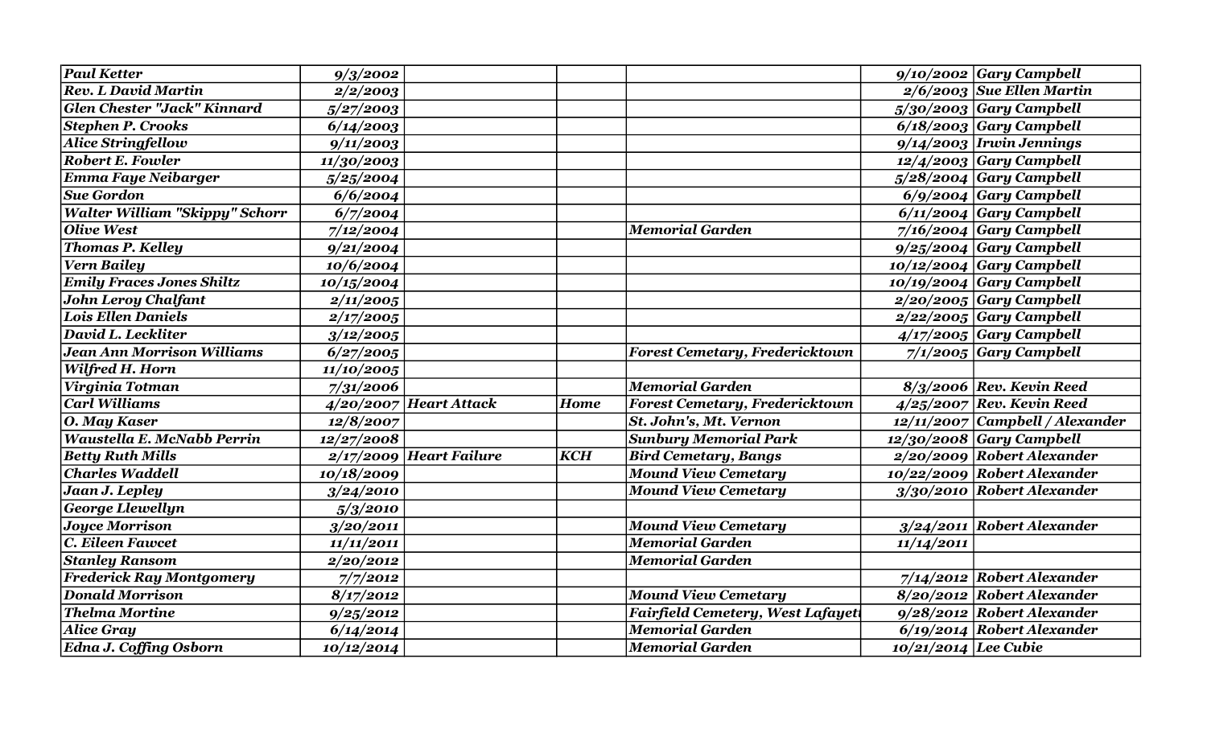| | | | | | | |
|---|---|---|---|---|---|---|
| *Paul Ketter* | *9/3/2002* | | | | *9/10/2002* | *Gary Campbell* |
| *Rev. L David Martin* | *2/2/2003* | | | | *2/6/2003* | *Sue Ellen Martin* |
| *Glen Chester "Jack" Kinnard* | *5/27/2003* | | | | *5/30/2003* | *Gary Campbell* |
| *Stephen P. Crooks* | *6/14/2003* | | | | *6/18/2003* | *Gary Campbell* |
| *Alice Stringfellow* | *9/11/2003* | | | | *9/14/2003* | *Irwin Jennings* |
| *Robert E. Fowler* | *11/30/2003* | | | | *12/4/2003* | *Gary Campbell* |
| *Emma Faye Neibarger* | *5/25/2004* | | | | *5/28/2004* | *Gary Campbell* |
| *Sue Gordon* | *6/6/2004* | | | | *6/9/2004* | *Gary Campbell* |
| *Walter William "Skippy" Schorr* | *6/7/2004* | | | | *6/11/2004* | *Gary Campbell* |
| *Olive West* | *7/12/2004* | | | *Memorial Garden* | *7/16/2004* | *Gary Campbell* |
| *Thomas P. Kelley* | *9/21/2004* | | | | *9/25/2004* | *Gary Campbell* |
| *Vern Bailey* | *10/6/2004* | | | | *10/12/2004* | *Gary Campbell* |
| *Emily Fraces Jones Shiltz* | *10/15/2004* | | | | *10/19/2004* | *Gary Campbell* |
| *John Leroy Chalfant* | *2/11/2005* | | | | *2/20/2005* | *Gary Campbell* |
| *Lois Ellen Daniels* | *2/17/2005* | | | | *2/22/2005* | *Gary Campbell* |
| *David L. Leckliter* | *3/12/2005* | | | | *4/17/2005* | *Gary Campbell* |
| *Jean Ann Morrison Williams* | *6/27/2005* | | | *Forest Cemetary, Fredericktown* | *7/1/2005* | *Gary Campbell* |
| *Wilfred H. Horn* | *11/10/2005* | | | | | |
| *Virginia Totman* | *7/31/2006* | | | *Memorial Garden* | *8/3/2006* | *Rev. Kevin Reed* |
| *Carl Williams* | *4/20/2007* | *Heart Attack* | *Home* | *Forest Cemetary, Fredericktown* | *4/25/2007* | *Rev. Kevin Reed* |
| *O. May Kaser* | *12/8/2007* | | | *St. John's, Mt. Vernon* | *12/11/2007* | *Campbell / Alexander* |
| *Waustella E. McNabb Perrin* | *12/27/2008* | | | *Sunbury Memorial Park* | *12/30/2008* | *Gary Campbell* |
| *Betty Ruth Mills* | *2/17/2009* | *Heart Failure* | *KCH* | *Bird Cemetary, Bangs* | *2/20/2009* | *Robert Alexander* |
| *Charles Waddell* | *10/18/2009* | | | *Mound View Cemetary* | *10/22/2009* | *Robert Alexander* |
| *Jaan J. Lepley* | *3/24/2010* | | | *Mound View Cemetary* | *3/30/2010* | *Robert Alexander* |
| *George Llewellyn* | *5/3/2010* | | | | | |
| *Joyce Morrison* | *3/20/2011* | | | *Mound View Cemetary* | *3/24/2011* | *Robert Alexander* |
| *C. Eileen Fawcet* | *11/11/2011* | | | *Memorial Garden* | *11/14/2011* | |
| *Stanley Ransom* | *2/20/2012* | | | *Memorial Garden* | | |
| *Frederick Ray Montgomery* | *7/7/2012* | | | | *7/14/2012* | *Robert Alexander* |
| *Donald Morrison* | *8/17/2012* | | | *Mound View Cemetary* | *8/20/2012* | *Robert Alexander* |
| *Thelma Mortine* | *9/25/2012* | | | *Fairfield Cemetery, West Lafayett* | *9/28/2012* | *Robert Alexander* |
| *Alice Gray* | *6/14/2014* | | | *Memorial Garden* | *6/19/2014* | *Robert Alexander* |
| *Edna J. Coffing Osborn* | *10/12/2014* | | | *Memorial Garden* | *10/21/2014* | *Lee Cubie* |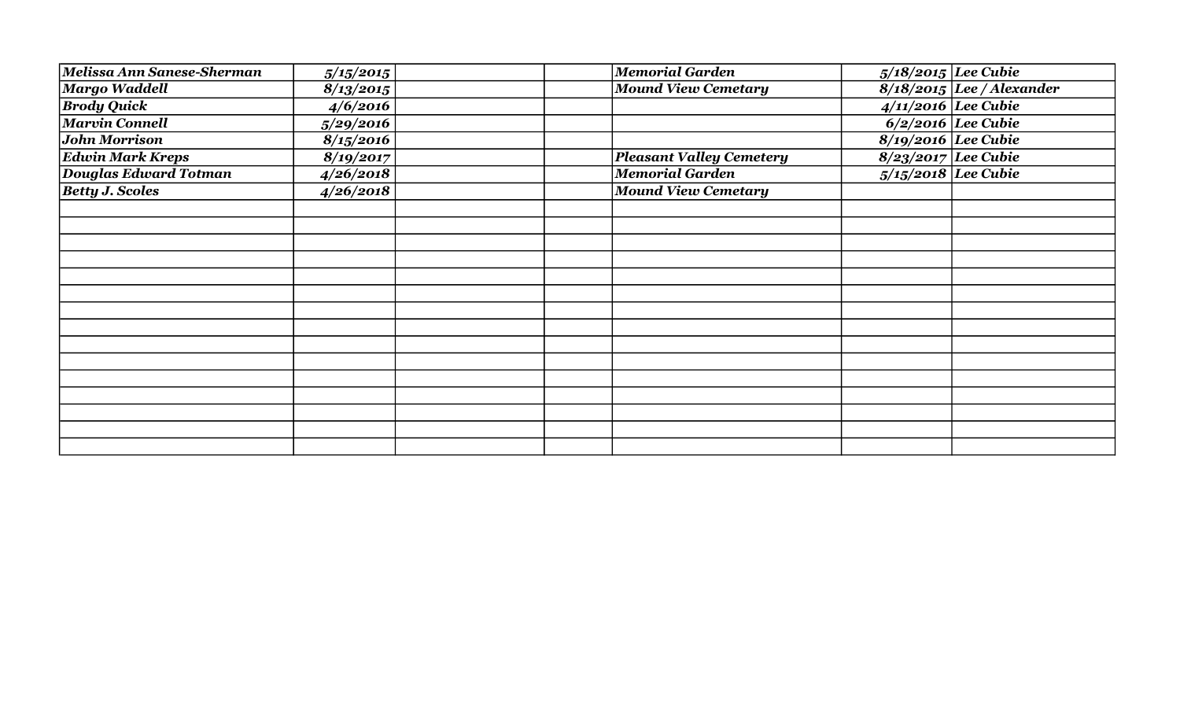| | | | | | | |
|---|---|---|---|---|---|---|
| ***Melissa Ann Sanese-Sherman*** | ***5/15/2015*** | | | ***Memorial Garden*** | ***5/18/2015*** | ***Lee Cubie*** |
| ***Margo Waddell*** | ***8/13/2015*** | | | ***Mound View Cemetary*** | ***8/18/2015*** | ***Lee / Alexander*** |
| ***Brody Quick*** | ***4/6/2016*** | | | | ***4/11/2016*** | ***Lee Cubie*** |
| ***Marvin Connell*** | ***5/29/2016*** | | | | ***6/2/2016*** | ***Lee Cubie*** |
| ***John Morrison*** | ***8/15/2016*** | | | | ***8/19/2016*** | ***Lee Cubie*** |
| ***Edwin Mark Kreps*** | ***8/19/2017*** | | | ***Pleasant Valley Cemetery*** | ***8/23/2017*** | ***Lee Cubie*** |
| ***Douglas Edward Totman*** | ***4/26/2018*** | | | ***Memorial Garden*** | ***5/15/2018*** | ***Lee Cubie*** |
| ***Betty J. Scoles*** | ***4/26/2018*** | | | ***Mound View Cemetary*** | | |
| | | | | | | |
| | | | | | | |
| | | | | | | |
| | | | | | | |
| | | | | | | |
| | | | | | | |
| | | | | | | |
| | | | | | | |
| | | | | | | |
| | | | | | | |
| | | | | | | |
| | | | | | | |
| | | | | | | |
| | | | | | | |
| | | | | | | |